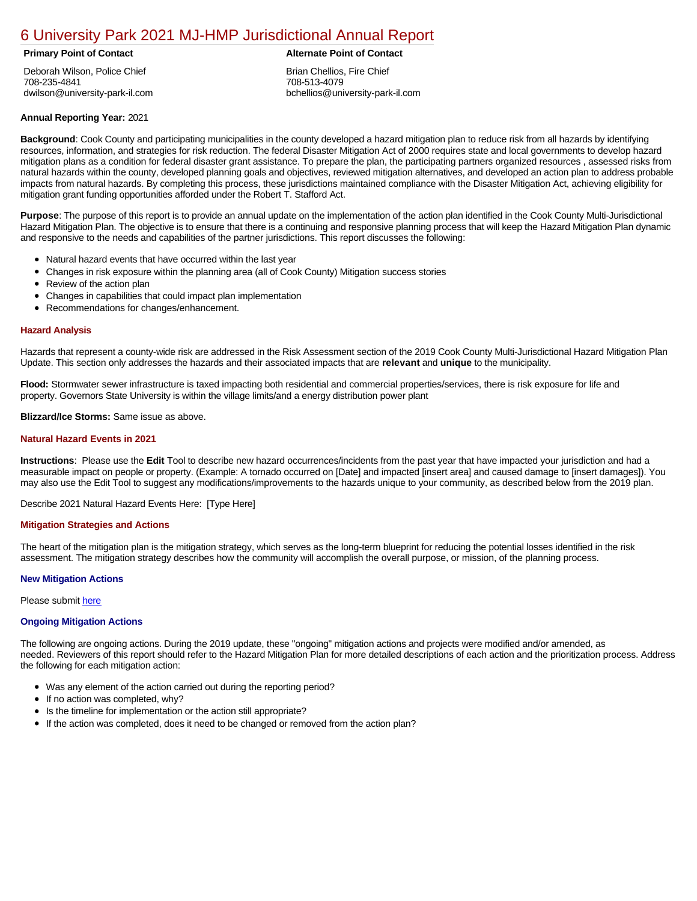# 6 University Park 2021 MJ-HMP Jurisdictional Annual Report

**Primary Point of Contact**

Deborah Wilson, Police Chief
708-235-4841
dwilson@university-park-il.com

**Alternate Point of Contact**

Brian Chellios, Fire Chief
708-513-4079
bchellios@university-park-il.com

**Annual Reporting Year:** 2021

**Background**: Cook County and participating municipalities in the county developed a hazard mitigation plan to reduce risk from all hazards by identifying resources, information, and strategies for risk reduction. The federal Disaster Mitigation Act of 2000 requires state and local governments to develop hazard mitigation plans as a condition for federal disaster grant assistance. To prepare the plan, the participating partners organized resources , assessed risks from natural hazards within the county, developed planning goals and objectives, reviewed mitigation alternatives, and developed an action plan to address probable impacts from natural hazards. By completing this process, these jurisdictions maintained compliance with the Disaster Mitigation Act, achieving eligibility for mitigation grant funding opportunities afforded under the Robert T. Stafford Act.

**Purpose**: The purpose of this report is to provide an annual update on the implementation of the action plan identified in the Cook County Multi-Jurisdictional Hazard Mitigation Plan. The objective is to ensure that there is a continuing and responsive planning process that will keep the Hazard Mitigation Plan dynamic and responsive to the needs and capabilities of the partner jurisdictions. This report discusses the following:

- Natural hazard events that have occurred within the last year
- Changes in risk exposure within the planning area (all of Cook County) Mitigation success stories
- Review of the action plan
- Changes in capabilities that could impact plan implementation
- Recommendations for changes/enhancement.

### Hazard Analysis

Hazards that represent a county-wide risk are addressed in the Risk Assessment section of the 2019 Cook County Multi-Jurisdictional Hazard Mitigation Plan Update. This section only addresses the hazards and their associated impacts that are **relevant** and **unique** to the municipality.

**Flood:** Stormwater sewer infrastructure is taxed impacting both residential and commercial properties/services, there is risk exposure for life and property. Governors State University is within the village limits/and a energy distribution power plant

**Blizzard/Ice Storms:** Same issue as above.

### Natural Hazard Events in 2021

**Instructions**: Please use the **Edit** Tool to describe new hazard occurrences/incidents from the past year that have impacted your jurisdiction and had a measurable impact on people or property. (Example: A tornado occurred on [Date] and impacted [insert area] and caused damage to [insert damages]). You may also use the Edit Tool to suggest any modifications/improvements to the hazards unique to your community, as described below from the 2019 plan.

Describe 2021 Natural Hazard Events Here: [Type Here]

### Mitigation Strategies and Actions

The heart of the mitigation plan is the mitigation strategy, which serves as the long-term blueprint for reducing the potential losses identified in the risk assessment. The mitigation strategy describes how the community will accomplish the overall purpose, or mission, of the planning process.

#### New Mitigation Actions

Please submit here

#### Ongoing Mitigation Actions

The following are ongoing actions. During the 2019 update, these "ongoing" mitigation actions and projects were modified and/or amended, as needed. Reviewers of this report should refer to the Hazard Mitigation Plan for more detailed descriptions of each action and the prioritization process. Address the following for each mitigation action:

- Was any element of the action carried out during the reporting period?
- If no action was completed, why?
- Is the timeline for implementation or the action still appropriate?
- If the action was completed, does it need to be changed or removed from the action plan?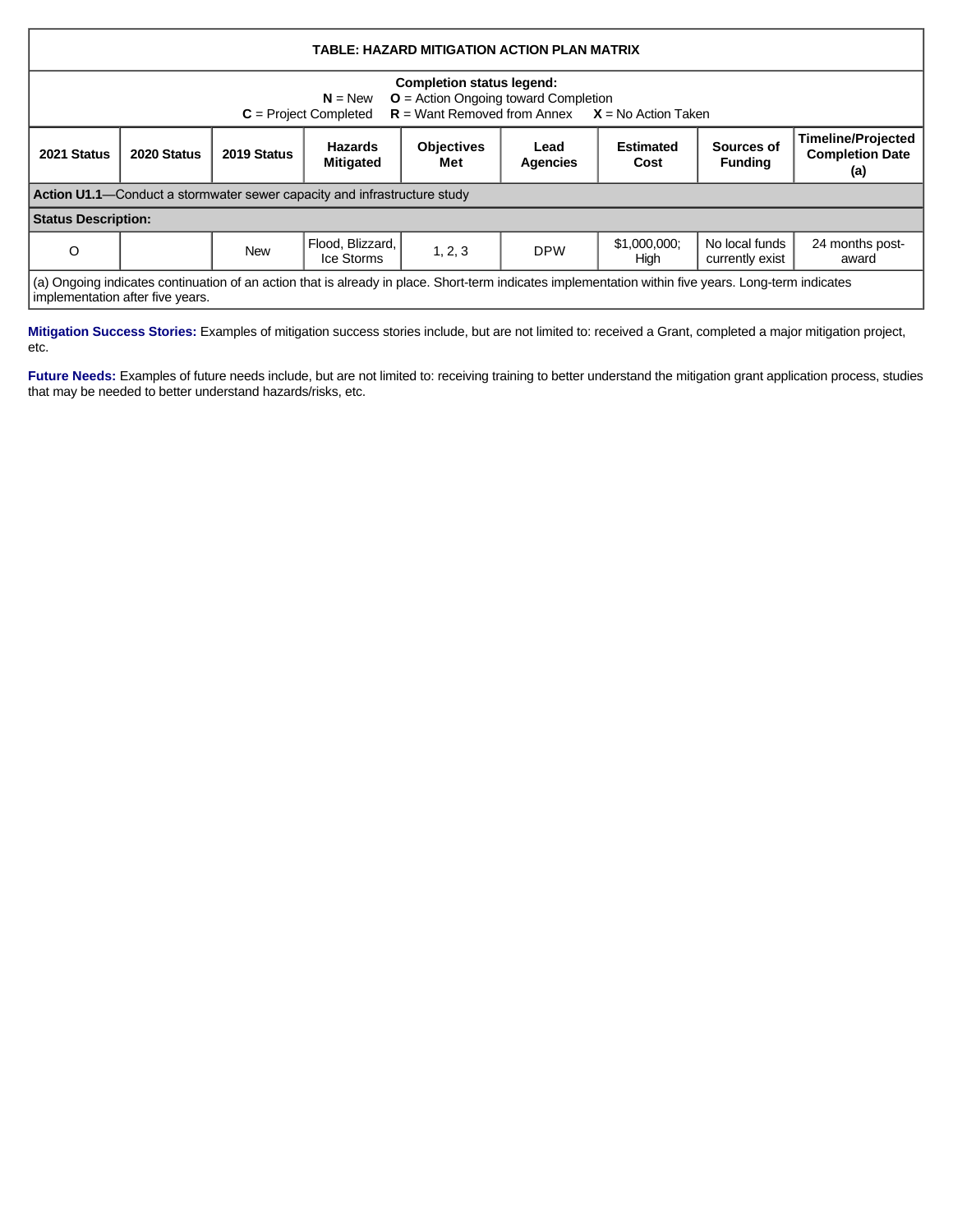| TABLE: HAZARD MITIGATION ACTION PLAN MATRIX | | | | | | | | |
|---|---|---|---|---|---|---|---|---|
| **Completion status legend:** **N** = New **O** = Action Ongoing toward Completion **C** = Project Completed **R** = Want Removed from Annex **X** = No Action Taken | | | | | | | | |
| **2021 Status** | **2020 Status** | **2019 Status** | **Hazards Mitigated** | **Objectives Met** | **Lead Agencies** | **Estimated Cost** | **Sources of Funding** | **Timeline/Projected Completion Date (a)** |
| **Action U1.1**—Conduct a stormwater sewer capacity and infrastructure study | | | | | | | | |
| **Status Description:** | | | | | | | | |
| O | | New | Flood, Blizzard, Ice Storms | 1, 2, 3 | DPW | $1,000,000; High | No local funds currently exist | 24 months post-award |
| (a) Ongoing indicates continuation of an action that is already in place. Short-term indicates implementation within five years. Long-term indicates implementation after five years. | | | | | | | | |

**Mitigation Success Stories:** Examples of mitigation success stories include, but are not limited to: received a Grant, completed a major mitigation project, etc.

**Future Needs:** Examples of future needs include, but are not limited to: receiving training to better understand the mitigation grant application process, studies that may be needed to better understand hazards/risks, etc.